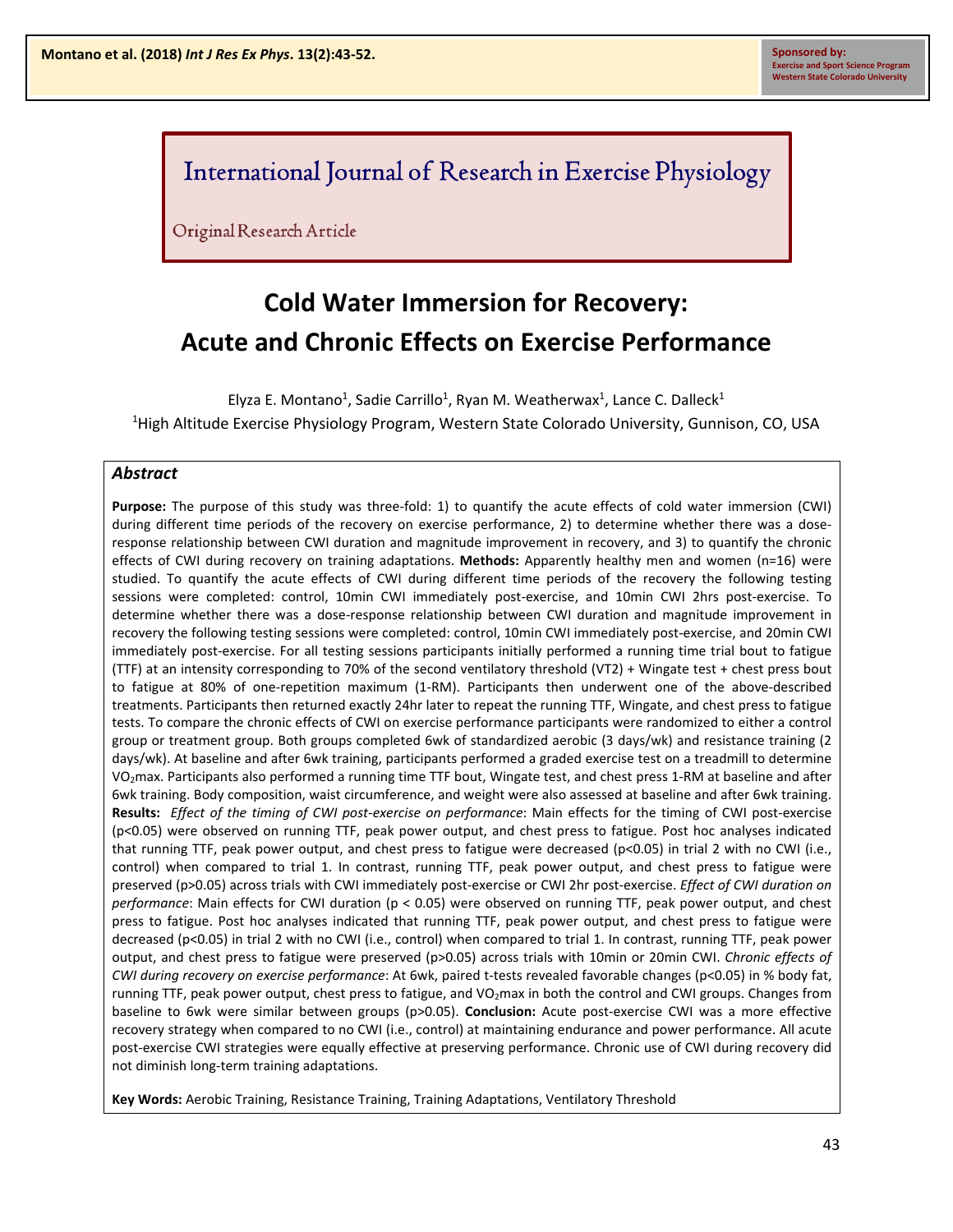International Journal of Research in Exercise Physiology

Original Research Article

# Cold Water Immersion for Recovery: Acute and Chronic Effects on Exercise Performance

Elyza E. Montano[1], Sadie Carrillo[1], Ryan M. Weatherwax[1], Lance C. Dalleck[1]

[1]High Altitude Exercise Physiology Program, Western State Colorado University, Gunnison, CO, USA

## Abstract

**Purpose:** The purpose of this study was three-fold: 1) to quantify the acute effects of cold water immersion (CWI) during different time periods of the recovery on exercise performance, 2) to determine whether there was a dose-response relationship between CWI duration and magnitude improvement in recovery, and 3) to quantify the chronic effects of CWI during recovery on training adaptations. **Methods:** Apparently healthy men and women (n=16) were studied. To quantify the acute effects of CWI during different time periods of the recovery the following testing sessions were completed: control, 10min CWI immediately post-exercise, and 10min CWI 2hrs post-exercise. To determine whether there was a dose-response relationship between CWI duration and magnitude improvement in recovery the following testing sessions were completed: control, 10min CWI immediately post-exercise, and 20min CWI immediately post-exercise. For all testing sessions participants initially performed a running time trial bout to fatigue (TTF) at an intensity corresponding to 70% of the second ventilatory threshold (VT2) + Wingate test + chest press bout to fatigue at 80% of one-repetition maximum (1-RM). Participants then underwent one of the above-described treatments. Participants then returned exactly 24hr later to repeat the running TTF, Wingate, and chest press to fatigue tests. To compare the chronic effects of CWI on exercise performance participants were randomized to either a control group or treatment group. Both groups completed 6wk of standardized aerobic (3 days/wk) and resistance training (2 days/wk). At baseline and after 6wk training, participants performed a graded exercise test on a treadmill to determine $VO_2$max. Participants also performed a running time TTF bout, Wingate test, and chest press 1-RM at baseline and after 6wk training. Body composition, waist circumference, and weight were also assessed at baseline and after 6wk training. **Results:** *Effect of the timing of CWI post-exercise on performance*: Main effects for the timing of CWI post-exercise ($p<0.05$) were observed on running TTF, peak power output, and chest press to fatigue. Post hoc analyses indicated that running TTF, peak power output, and chest press to fatigue were decreased ($p<0.05$) in trial 2 with no CWI (i.e., control) when compared to trial 1. In contrast, running TTF, peak power output, and chest press to fatigue were preserved ($p>0.05$) across trials with CWI immediately post-exercise or CWI 2hr post-exercise. *Effect of CWI duration on performance*: Main effects for CWI duration ($p < 0.05$) were observed on running TTF, peak power output, and chest press to fatigue. Post hoc analyses indicated that running TTF, peak power output, and chest press to fatigue were decreased ($p<0.05$) in trial 2 with no CWI (i.e., control) when compared to trial 1. In contrast, running TTF, peak power output, and chest press to fatigue were preserved ($p>0.05$) across trials with 10min or 20min CWI. *Chronic effects of CWI during recovery on exercise performance*: At 6wk, paired t-tests revealed favorable changes ($p<0.05$) in % body fat, running TTF, peak power output, chest press to fatigue, and $VO_2$max in both the control and CWI groups. Changes from baseline to 6wk were similar between groups ($p>0.05$). **Conclusion:** Acute post-exercise CWI was a more effective recovery strategy when compared to no CWI (i.e., control) at maintaining endurance and power performance. All acute post-exercise CWI strategies were equally effective at preserving performance. Chronic use of CWI during recovery did not diminish long-term training adaptations.

**Key Words:** Aerobic Training, Resistance Training, Training Adaptations, Ventilatory Threshold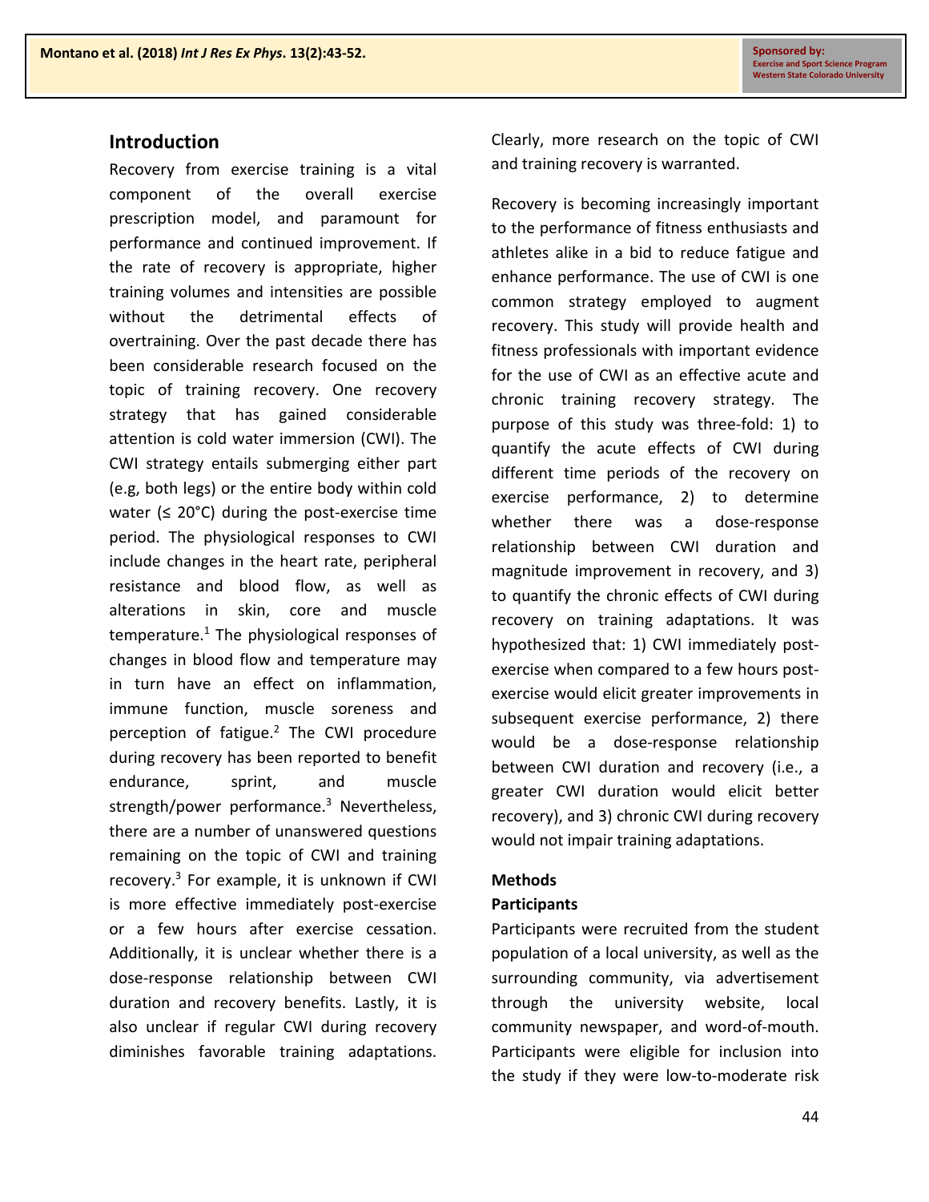## Introduction

Recovery from exercise training is a vital component of the overall exercise prescription model, and paramount for performance and continued improvement. If the rate of recovery is appropriate, higher training volumes and intensities are possible without the detrimental effects of overtraining. Over the past decade there has been considerable research focused on the topic of training recovery. One recovery strategy that has gained considerable attention is cold water immersion (CWI). The CWI strategy entails submerging either part (e.g, both legs) or the entire body within cold water (≤ 20°C) during the post-exercise time period. The physiological responses to CWI include changes in the heart rate, peripheral resistance and blood flow, as well as alterations in skin, core and muscle temperature.[1] The physiological responses of changes in blood flow and temperature may in turn have an effect on inflammation, immune function, muscle soreness and perception of fatigue.[2] The CWI procedure during recovery has been reported to benefit endurance, sprint, and muscle strength/power performance.[3] Nevertheless, there are a number of unanswered questions remaining on the topic of CWI and training recovery.[3] For example, it is unknown if CWI is more effective immediately post-exercise or a few hours after exercise cessation. Additionally, it is unclear whether there is a dose-response relationship between CWI duration and recovery benefits. Lastly, it is also unclear if regular CWI during recovery diminishes favorable training adaptations. Clearly, more research on the topic of CWI and training recovery is warranted.

Recovery is becoming increasingly important to the performance of fitness enthusiasts and athletes alike in a bid to reduce fatigue and enhance performance. The use of CWI is one common strategy employed to augment recovery. This study will provide health and fitness professionals with important evidence for the use of CWI as an effective acute and chronic training recovery strategy. The purpose of this study was three-fold: 1) to quantify the acute effects of CWI during different time periods of the recovery on exercise performance, 2) to determine whether there was a dose-response relationship between CWI duration and magnitude improvement in recovery, and 3) to quantify the chronic effects of CWI during recovery on training adaptations. It was hypothesized that: 1) CWI immediately post-exercise when compared to a few hours post-exercise would elicit greater improvements in subsequent exercise performance, 2) there would be a dose-response relationship between CWI duration and recovery (i.e., a greater CWI duration would elicit better recovery), and 3) chronic CWI during recovery would not impair training adaptations.

## Methods

### Participants

Participants were recruited from the student population of a local university, as well as the surrounding community, via advertisement through the university website, local community newspaper, and word-of-mouth. Participants were eligible for inclusion into the study if they were low-to-moderate risk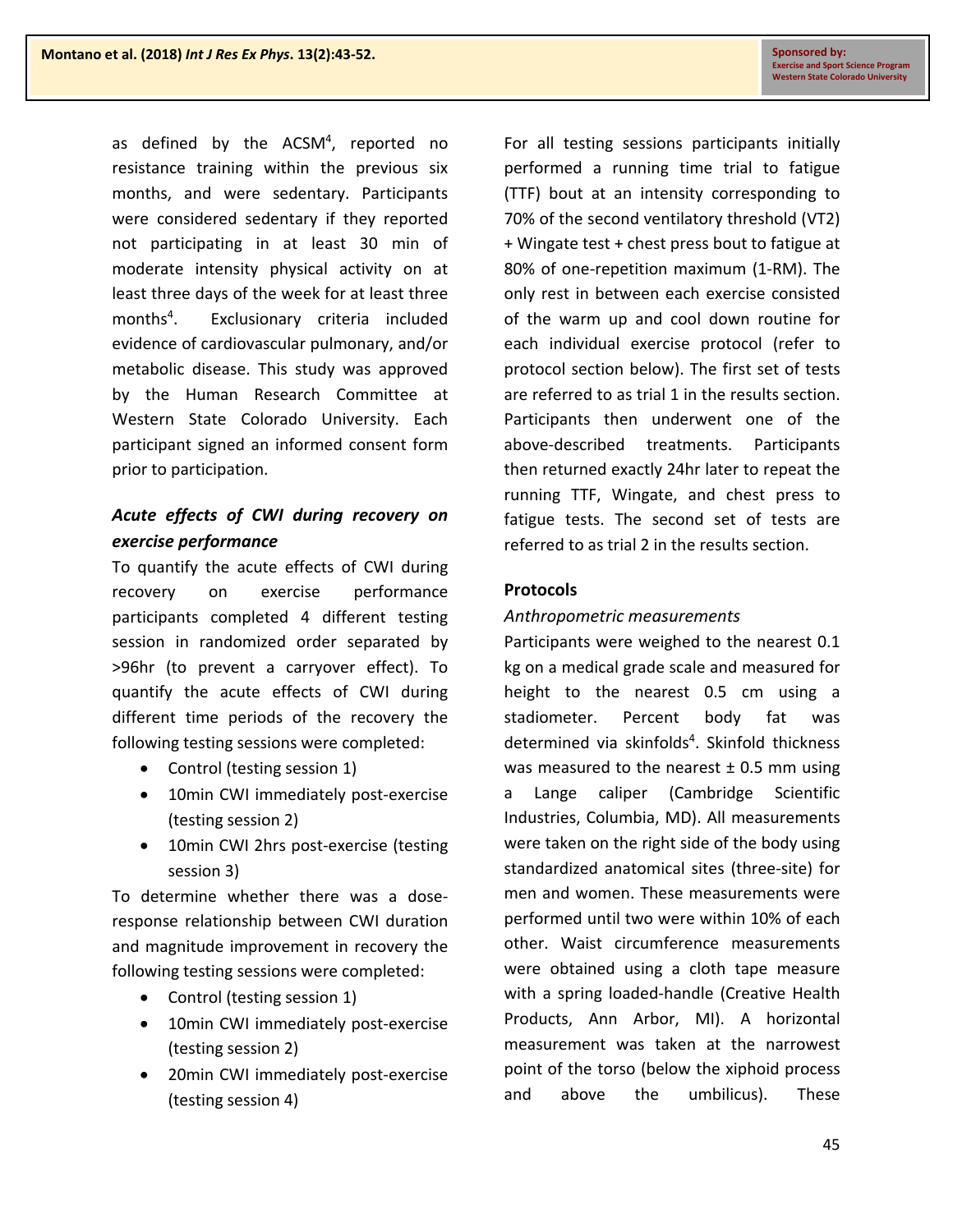as defined by the ACSM[4], reported no resistance training within the previous six months, and were sedentary. Participants were considered sedentary if they reported not participating in at least 30 min of moderate intensity physical activity on at least three days of the week for at least three months[4]. Exclusionary criteria included evidence of cardiovascular pulmonary, and/or metabolic disease. This study was approved by the Human Research Committee at Western State Colorado University. Each participant signed an informed consent form prior to participation.

### *Acute effects of CWI during recovery on exercise performance*

To quantify the acute effects of CWI during recovery on exercise performance participants completed 4 different testing session in randomized order separated by >96hr (to prevent a carryover effect). To quantify the acute effects of CWI during different time periods of the recovery the following testing sessions were completed:

- Control (testing session 1)
- 10min CWI immediately post-exercise (testing session 2)
- 10min CWI 2hrs post-exercise (testing session 3)

To determine whether there was a dose-response relationship between CWI duration and magnitude improvement in recovery the following testing sessions were completed:

- Control (testing session 1)
- 10min CWI immediately post-exercise (testing session 2)
- 20min CWI immediately post-exercise (testing session 4)

For all testing sessions participants initially performed a running time trial to fatigue (TTF) bout at an intensity corresponding to 70% of the second ventilatory threshold (VT2) + Wingate test + chest press bout to fatigue at 80% of one-repetition maximum (1-RM). The only rest in between each exercise consisted of the warm up and cool down routine for each individual exercise protocol (refer to protocol section below). The first set of tests are referred to as trial 1 in the results section. Participants then underwent one of the above-described treatments. Participants then returned exactly 24hr later to repeat the running TTF, Wingate, and chest press to fatigue tests. The second set of tests are referred to as trial 2 in the results section.

## Protocols

### *Anthropometric measurements*

Participants were weighed to the nearest 0.1 kg on a medical grade scale and measured for height to the nearest 0.5 cm using a stadiometer. Percent body fat was determined via skinfolds[4]. Skinfold thickness was measured to the nearest ± 0.5 mm using a Lange caliper (Cambridge Scientific Industries, Columbia, MD). All measurements were taken on the right side of the body using standardized anatomical sites (three-site) for men and women. These measurements were performed until two were within 10% of each other. Waist circumference measurements were obtained using a cloth tape measure with a spring loaded-handle (Creative Health Products, Ann Arbor, MI). A horizontal measurement was taken at the narrowest point of the torso (below the xiphoid process and above the umbilicus). These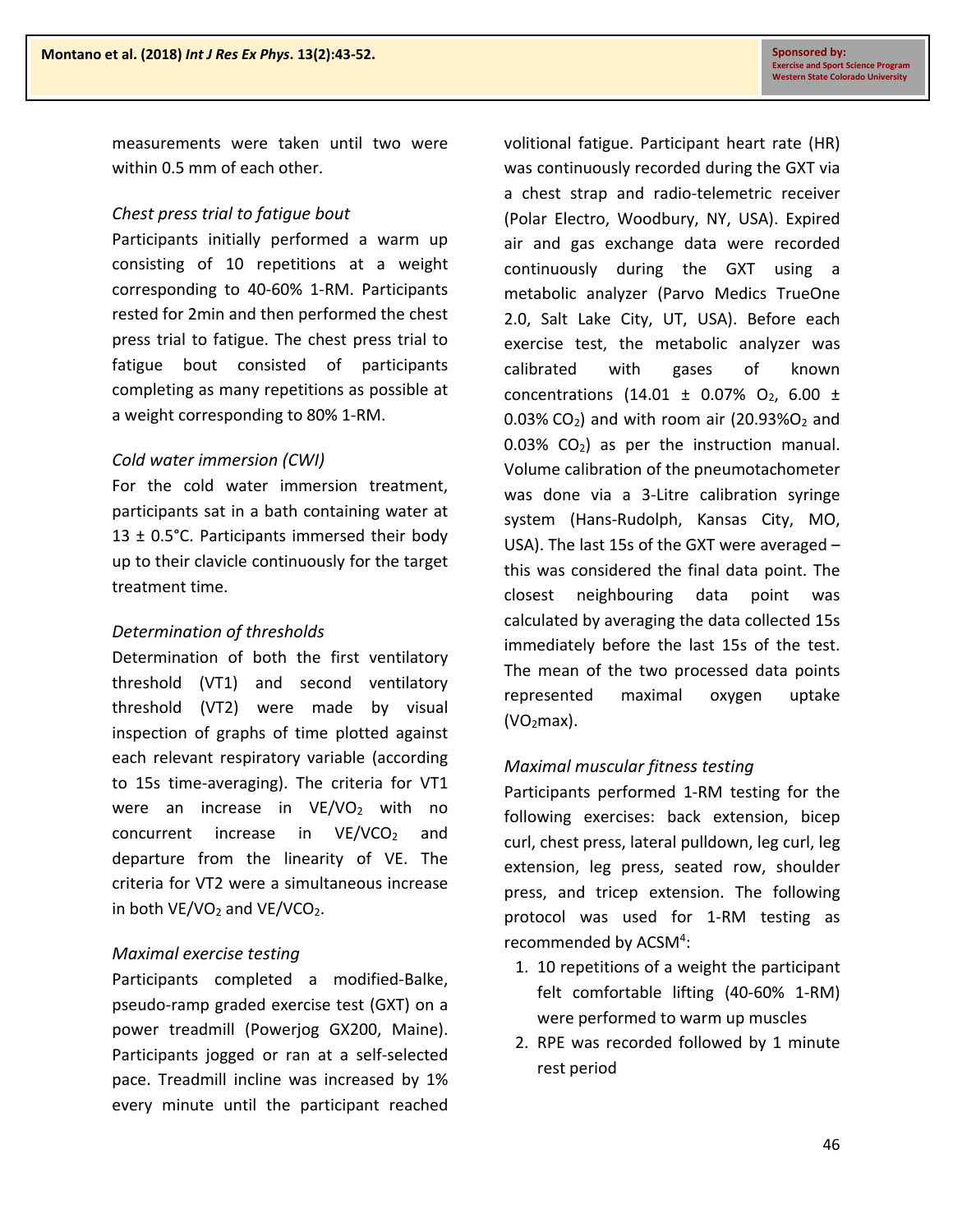measurements were taken until two were within 0.5 mm of each other.

*Chest press trial to fatigue bout*

Participants initially performed a warm up consisting of 10 repetitions at a weight corresponding to 40-60% 1-RM. Participants rested for 2min and then performed the chest press trial to fatigue. The chest press trial to fatigue bout consisted of participants completing as many repetitions as possible at a weight corresponding to 80% 1-RM.

*Cold water immersion (CWI)*

For the cold water immersion treatment, participants sat in a bath containing water at 13 ± 0.5°C. Participants immersed their body up to their clavicle continuously for the target treatment time.

*Determination of thresholds*

Determination of both the first ventilatory threshold (VT1) and second ventilatory threshold (VT2) were made by visual inspection of graphs of time plotted against each relevant respiratory variable (according to 15s time-averaging). The criteria for VT1 were an increase in $VE/VO_2$ with no concurrent increase in $VE/VCO_2$ and departure from the linearity of VE. The criteria for VT2 were a simultaneous increase in both $VE/VO_2$ and $VE/VCO_2$.

*Maximal exercise testing*

Participants completed a modified-Balke, pseudo-ramp graded exercise test (GXT) on a power treadmill (Powerjog GX200, Maine). Participants jogged or ran at a self-selected pace. Treadmill incline was increased by 1% every minute until the participant reached volitional fatigue. Participant heart rate (HR) was continuously recorded during the GXT via a chest strap and radio-telemetric receiver (Polar Electro, Woodbury, NY, USA). Expired air and gas exchange data were recorded continuously during the GXT using a metabolic analyzer (Parvo Medics TrueOne 2.0, Salt Lake City, UT, USA). Before each exercise test, the metabolic analyzer was calibrated with gases of known concentrations (14.01 ± 0.07% $O_2$, 6.00 ± 0.03% $CO_2$) and with room air (20.93%$O_2$ and 0.03% $CO_2$) as per the instruction manual. Volume calibration of the pneumotachometer was done via a 3-Litre calibration syringe system (Hans-Rudolph, Kansas City, MO, USA). The last 15s of the GXT were averaged – this was considered the final data point. The closest neighbouring data point was calculated by averaging the data collected 15s immediately before the last 15s of the test. The mean of the two processed data points represented maximal oxygen uptake ($VO_2$max).

*Maximal muscular fitness testing*

Participants performed 1-RM testing for the following exercises: back extension, bicep curl, chest press, lateral pulldown, leg curl, leg extension, leg press, seated row, shoulder press, and tricep extension. The following protocol was used for 1-RM testing as recommended by ACSM[4]:

1. 10 repetitions of a weight the participant felt comfortable lifting (40-60% 1-RM) were performed to warm up muscles
2. RPE was recorded followed by 1 minute rest period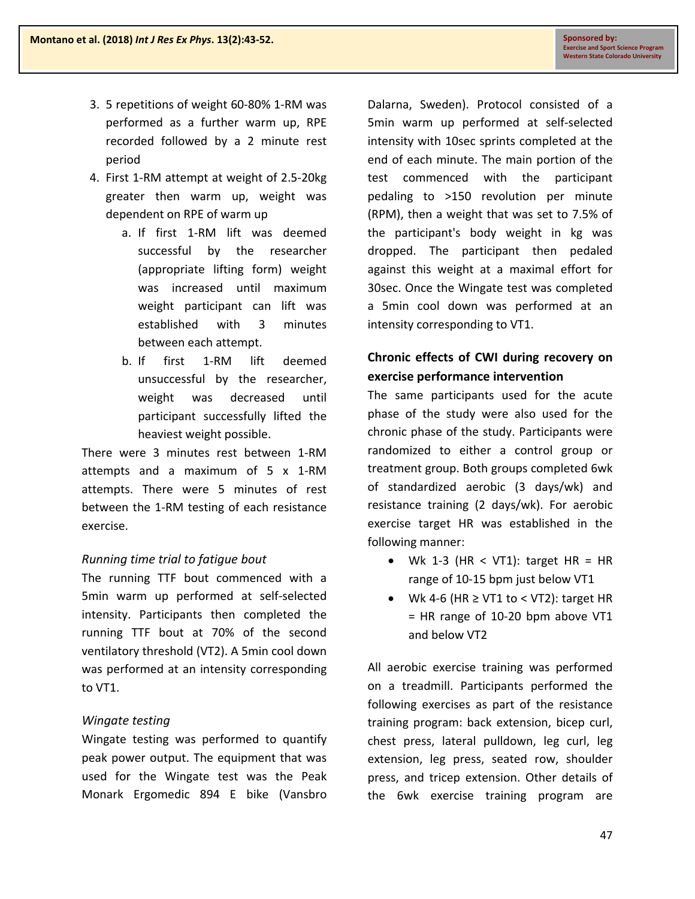3. 5 repetitions of weight 60-80% 1-RM was performed as a further warm up, RPE recorded followed by a 2 minute rest period
4. First 1-RM attempt at weight of 2.5-20kg greater then warm up, weight was dependent on RPE of warm up
   a. If first 1-RM lift was deemed successful by the researcher (appropriate lifting form) weight was increased until maximum weight participant can lift was established with 3 minutes between each attempt.
   b. If first 1-RM lift deemed unsuccessful by the researcher, weight was decreased until participant successfully lifted the heaviest weight possible.

There were 3 minutes rest between 1-RM attempts and a maximum of 5 x 1-RM attempts. There were 5 minutes of rest between the 1-RM testing of each resistance exercise.

*Running time trial to fatigue bout*

The running TTF bout commenced with a 5min warm up performed at self-selected intensity. Participants then completed the running TTF bout at 70% of the second ventilatory threshold (VT2). A 5min cool down was performed at an intensity corresponding to VT1.

*Wingate testing*

Wingate testing was performed to quantify peak power output. The equipment that was used for the Wingate test was the Peak Monark Ergomedic 894 E bike (Vansbro Dalarna, Sweden). Protocol consisted of a 5min warm up performed at self-selected intensity with 10sec sprints completed at the end of each minute. The main portion of the test commenced with the participant pedaling to >150 revolution per minute (RPM), then a weight that was set to 7.5% of the participant's body weight in kg was dropped. The participant then pedaled against this weight at a maximal effort for 30sec. Once the Wingate test was completed a 5min cool down was performed at an intensity corresponding to VT1.

**Chronic effects of CWI during recovery on exercise performance intervention**

The same participants used for the acute phase of the study were also used for the chronic phase of the study. Participants were randomized to either a control group or treatment group. Both groups completed 6wk of standardized aerobic (3 days/wk) and resistance training (2 days/wk). For aerobic exercise target HR was established in the following manner:

- Wk 1-3 (HR < VT1): target HR = HR range of 10-15 bpm just below VT1
- Wk 4-6 (HR ≥ VT1 to < VT2): target HR = HR range of 10-20 bpm above VT1 and below VT2

All aerobic exercise training was performed on a treadmill. Participants performed the following exercises as part of the resistance training program: back extension, bicep curl, chest press, lateral pulldown, leg curl, leg extension, leg press, seated row, shoulder press, and tricep extension. Other details of the 6wk exercise training program are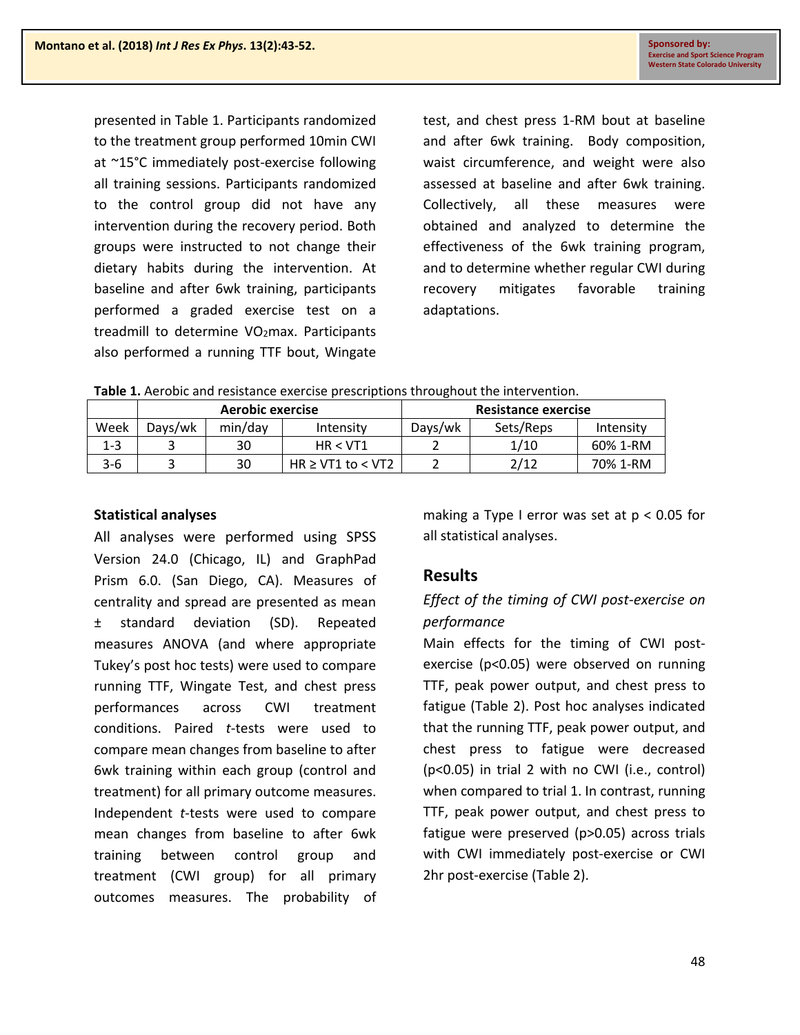presented in Table 1. Participants randomized to the treatment group performed 10min CWI at ~15°C immediately post-exercise following all training sessions. Participants randomized to the control group did not have any intervention during the recovery period. Both groups were instructed to not change their dietary habits during the intervention. At baseline and after 6wk training, participants performed a graded exercise test on a treadmill to determine $VO_2$max. Participants also performed a running TTF bout, Wingate test, and chest press 1-RM bout at baseline and after 6wk training. Body composition, waist circumference, and weight were also assessed at baseline and after 6wk training. Collectively, all these measures were obtained and analyzed to determine the effectiveness of the 6wk training program, and to determine whether regular CWI during recovery mitigates favorable training adaptations.

**Table 1.** Aerobic and resistance exercise prescriptions throughout the intervention.

| | Aerobic exercise | | | Resistance exercise | | |
|---|---|---|---|---|---|---|
| Week | Days/wk | min/day | Intensity | Days/wk | Sets/Reps | Intensity |
| 1-3 | 3 | 30 | HR < VT1 | 2 | 1/10 | 60% 1-RM |
| 3-6 | 3 | 30 | HR ≥ VT1 to < VT2 | 2 | 2/12 | 70% 1-RM |

### Statistical analyses

All analyses were performed using SPSS Version 24.0 (Chicago, IL) and GraphPad Prism 6.0. (San Diego, CA). Measures of centrality and spread are presented as mean ± standard deviation (SD). Repeated measures ANOVA (and where appropriate Tukey's post hoc tests) were used to compare running TTF, Wingate Test, and chest press performances across CWI treatment conditions. Paired *t*-tests were used to compare mean changes from baseline to after 6wk training within each group (control and treatment) for all primary outcome measures. Independent *t*-tests were used to compare mean changes from baseline to after 6wk training between control group and treatment (CWI group) for all primary outcomes measures. The probability of making a Type I error was set at $p < 0.05$ for all statistical analyses.

## Results

*Effect of the timing of CWI post-exercise on performance*

Main effects for the timing of CWI post-exercise ($p<0.05$) were observed on running TTF, peak power output, and chest press to fatigue (Table 2). Post hoc analyses indicated that the running TTF, peak power output, and chest press to fatigue were decreased ($p<0.05$) in trial 2 with no CWI (i.e., control) when compared to trial 1. In contrast, running TTF, peak power output, and chest press to fatigue were preserved ($p>0.05$) across trials with CWI immediately post-exercise or CWI 2hr post-exercise (Table 2).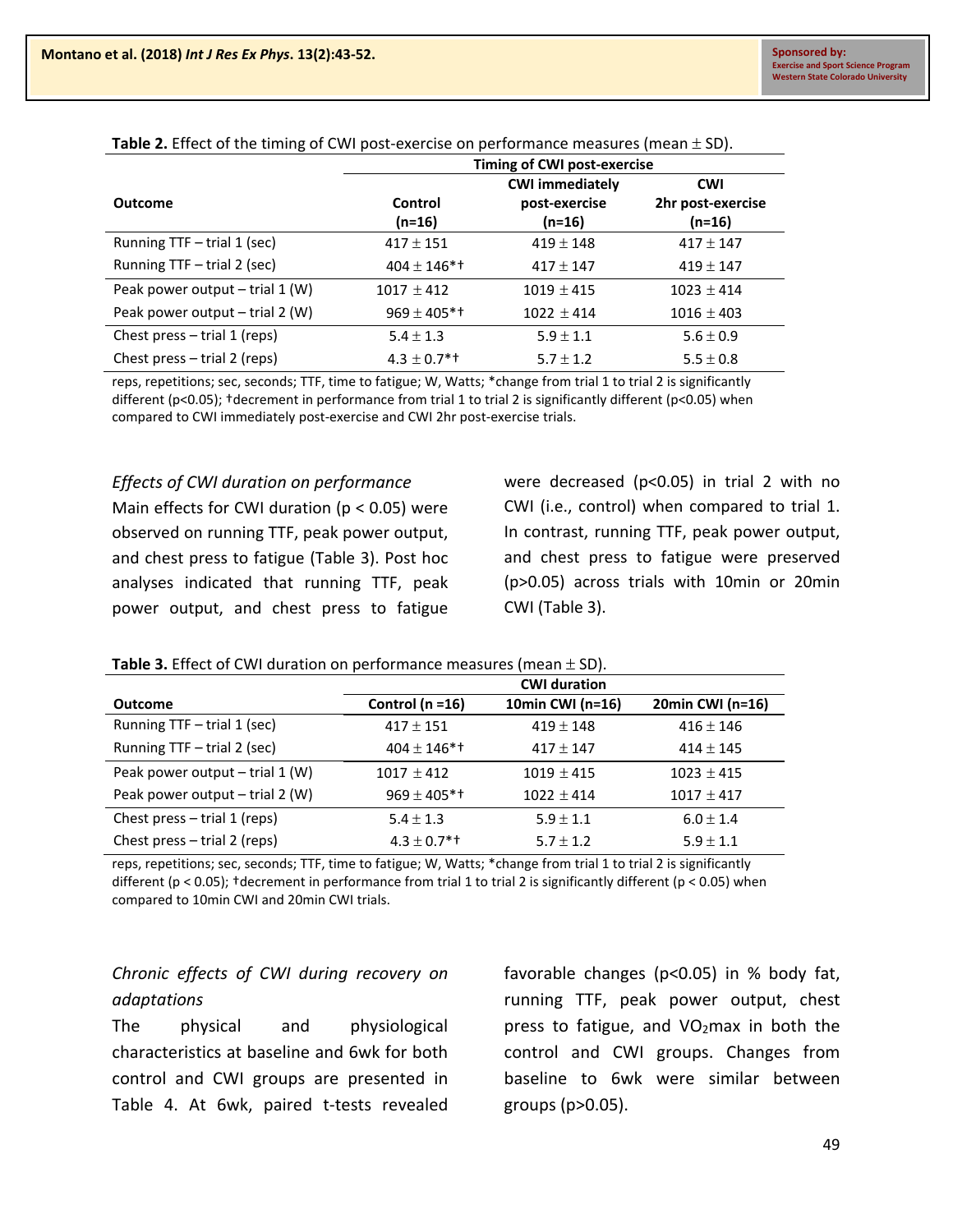**Table 2.** Effect of the timing of CWI post-exercise on performance measures (mean ± SD).

| Outcome | Timing of CWI post-exercise | | |
|---|---|---|---|
| | Control (n=16) | CWI immediately post-exercise (n=16) | CWI 2hr post-exercise (n=16) |
| Running TTF – trial 1 (sec) | 417 ± 151 | 419 ± 148 | 417 ± 147 |
| Running TTF – trial 2 (sec) | 404 ± 146*† | 417 ± 147 | 419 ± 147 |
| Peak power output – trial 1 (W) | 1017 ± 412 | 1019 ± 415 | 1023 ± 414 |
| Peak power output – trial 2 (W) | 969 ± 405*† | 1022 ± 414 | 1016 ± 403 |
| Chest press – trial 1 (reps) | 5.4 ± 1.3 | 5.9 ± 1.1 | 5.6 ± 0.9 |
| Chest press – trial 2 (reps) | 4.3 ± 0.7*† | 5.7 ± 1.2 | 5.5 ± 0.8 |

reps, repetitions; sec, seconds; TTF, time to fatigue; W, Watts; *change from trial 1 to trial 2 is significantly different ($p<0.05$); †decrement in performance from trial 1 to trial 2 is significantly different ($p<0.05$) when compared to CWI immediately post-exercise and CWI 2hr post-exercise trials.

*Effects of CWI duration on performance*

Main effects for CWI duration ($p < 0.05$) were observed on running TTF, peak power output, and chest press to fatigue (Table 3). Post hoc analyses indicated that running TTF, peak power output, and chest press to fatigue were decreased ($p<0.05$) in trial 2 with no CWI (i.e., control) when compared to trial 1. In contrast, running TTF, peak power output, and chest press to fatigue were preserved ($p>0.05$) across trials with 10min or 20min CWI (Table 3).

**Table 3.** Effect of CWI duration on performance measures (mean ± SD).

| Outcome | CWI duration | | |
|---|---|---|---|
| | Control (n =16) | 10min CWI (n=16) | 20min CWI (n=16) |
| Running TTF – trial 1 (sec) | 417 ± 151 | 419 ± 148 | 416 ± 146 |
| Running TTF – trial 2 (sec) | 404 ± 146*† | 417 ± 147 | 414 ± 145 |
| Peak power output – trial 1 (W) | 1017 ± 412 | 1019 ± 415 | 1023 ± 415 |
| Peak power output – trial 2 (W) | 969 ± 405*† | 1022 ± 414 | 1017 ± 417 |
| Chest press – trial 1 (reps) | 5.4 ± 1.3 | 5.9 ± 1.1 | 6.0 ± 1.4 |
| Chest press – trial 2 (reps) | 4.3 ± 0.7*† | 5.7 ± 1.2 | 5.9 ± 1.1 |

reps, repetitions; sec, seconds; TTF, time to fatigue; W, Watts; *change from trial 1 to trial 2 is significantly different ($p < 0.05$); †decrement in performance from trial 1 to trial 2 is significantly different ($p < 0.05$) when compared to 10min CWI and 20min CWI trials.

*Chronic effects of CWI during recovery on adaptations*

The physical and physiological characteristics at baseline and 6wk for both control and CWI groups are presented in Table 4. At 6wk, paired t-tests revealed favorable changes ($p<0.05$) in % body fat, running TTF, peak power output, chest press to fatigue, and $VO_2$max in both the control and CWI groups. Changes from baseline to 6wk were similar between groups ($p>0.05$).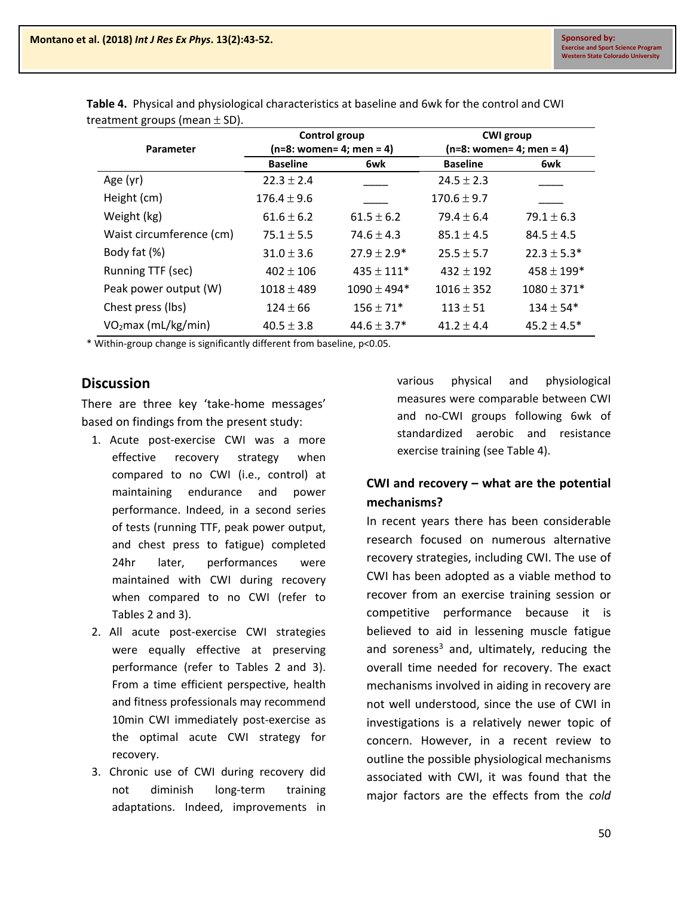**Table 4.** Physical and physiological characteristics at baseline and 6wk for the control and CWI treatment groups (mean ± SD).

| Parameter | Control group (n=8: women= 4; men = 4) | | CWI group (n=8: women= 4; men = 4) | |
|---|---|---|---|---|
| | Baseline | 6wk | Baseline | 6wk |
| Age (yr) | 22.3 ± 2.4 | ____ | 24.5 ± 2.3 | ____ |
| Height (cm) | 176.4 ± 9.6 | ____ | 170.6 ± 9.7 | ____ |
| Weight (kg) | 61.6 ± 6.2 | 61.5 ± 6.2 | 79.4 ± 6.4 | 79.1 ± 6.3 |
| Waist circumference (cm) | 75.1 ± 5.5 | 74.6 ± 4.3 | 85.1 ± 4.5 | 84.5 ± 4.5 |
| Body fat (%) | 31.0 ± 3.6 | 27.9 ± 2.9* | 25.5 ± 5.7 | 22.3 ± 5.3* |
| Running TTF (sec) | 402 ± 106 | 435 ± 111* | 432 ± 192 | 458 ± 199* |
| Peak power output (W) | 1018 ± 489 | 1090 ± 494* | 1016 ± 352 | 1080 ± 371* |
| Chest press (lbs) | 124 ± 66 | 156 ± 71* | 113 ± 51 | 134 ± 54* |
| $VO_2$max (mL/kg/min) | 40.5 ± 3.8 | 44.6 ± 3.7* | 41.2 ± 4.4 | 45.2 ± 4.5* |

\* Within-group change is significantly different from baseline, $p<0.05$.

## Discussion

There are three key 'take-home messages' based on findings from the present study:

1. Acute post-exercise CWI was a more effective recovery strategy when compared to no CWI (i.e., control) at maintaining endurance and power performance. Indeed, in a second series of tests (running TTF, peak power output, and chest press to fatigue) completed 24hr later, performances were maintained with CWI during recovery when compared to no CWI (refer to Tables 2 and 3).
2. All acute post-exercise CWI strategies were equally effective at preserving performance (refer to Tables 2 and 3). From a time efficient perspective, health and fitness professionals may recommend 10min CWI immediately post-exercise as the optimal acute CWI strategy for recovery.
3. Chronic use of CWI during recovery did not diminish long-term training adaptations. Indeed, improvements in various physical and physiological measures were comparable between CWI and no-CWI groups following 6wk of standardized aerobic and resistance exercise training (see Table 4).

### CWI and recovery – what are the potential mechanisms?

In recent years there has been considerable research focused on numerous alternative recovery strategies, including CWI. The use of CWI has been adopted as a viable method to recover from an exercise training session or competitive performance because it is believed to aid in lessening muscle fatigue and soreness[3] and, ultimately, reducing the overall time needed for recovery. The exact mechanisms involved in aiding in recovery are not well understood, since the use of CWI in investigations is a relatively newer topic of concern. However, in a recent review to outline the possible physiological mechanisms associated with CWI, it was found that the major factors are the effects from the *cold*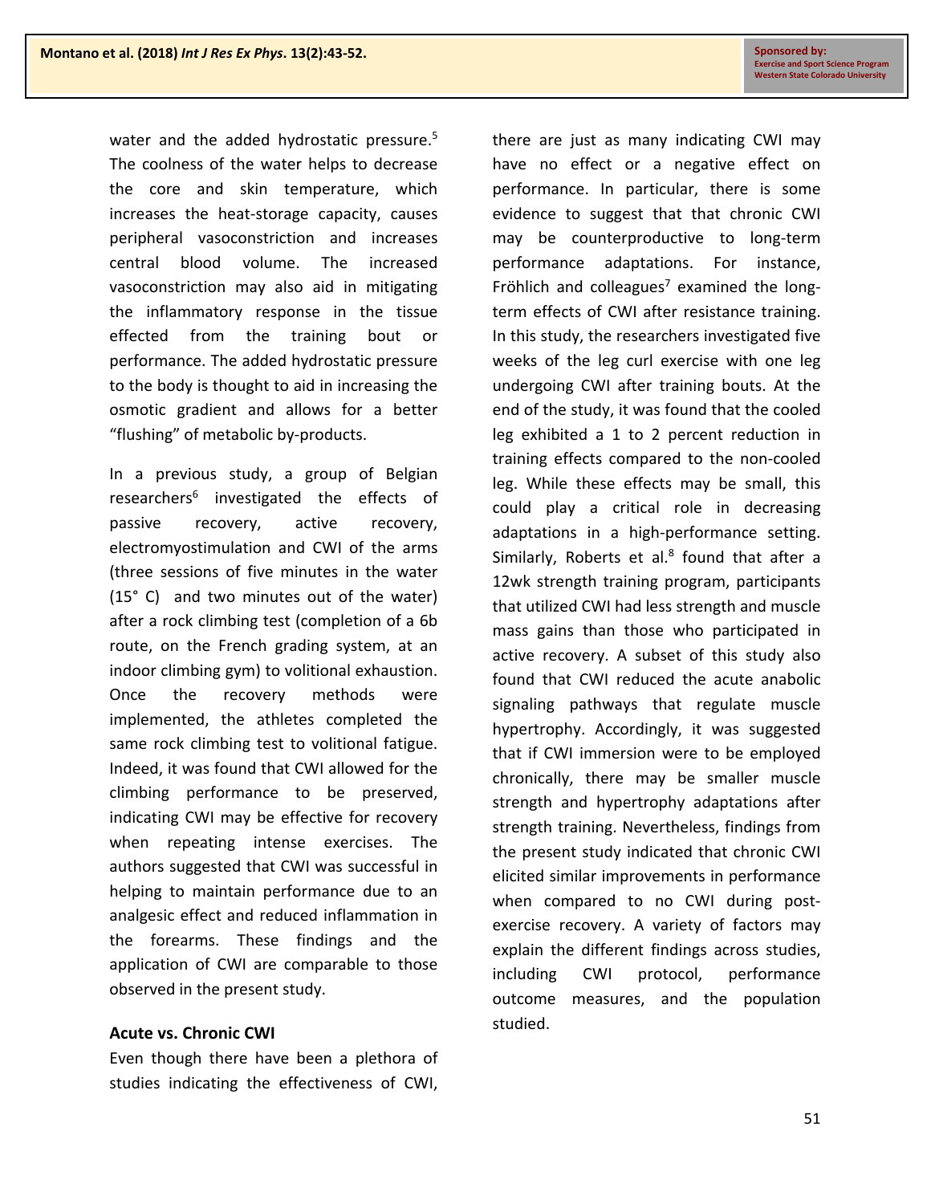water and the added hydrostatic pressure.[5] The coolness of the water helps to decrease the core and skin temperature, which increases the heat-storage capacity, causes peripheral vasoconstriction and increases central blood volume. The increased vasoconstriction may also aid in mitigating the inflammatory response in the tissue effected from the training bout or performance. The added hydrostatic pressure to the body is thought to aid in increasing the osmotic gradient and allows for a better "flushing" of metabolic by-products.

In a previous study, a group of Belgian researchers[6] investigated the effects of passive recovery, active recovery, electromyostimulation and CWI of the arms (three sessions of five minutes in the water (15° C) and two minutes out of the water) after a rock climbing test (completion of a 6b route, on the French grading system, at an indoor climbing gym) to volitional exhaustion. Once the recovery methods were implemented, the athletes completed the same rock climbing test to volitional fatigue. Indeed, it was found that CWI allowed for the climbing performance to be preserved, indicating CWI may be effective for recovery when repeating intense exercises. The authors suggested that CWI was successful in helping to maintain performance due to an analgesic effect and reduced inflammation in the forearms. These findings and the application of CWI are comparable to those observed in the present study.

### Acute vs. Chronic CWI

Even though there have been a plethora of studies indicating the effectiveness of CWI, there are just as many indicating CWI may have no effect or a negative effect on performance. In particular, there is some evidence to suggest that that chronic CWI may be counterproductive to long-term performance adaptations. For instance, Fröhlich and colleagues[7] examined the long-term effects of CWI after resistance training. In this study, the researchers investigated five weeks of the leg curl exercise with one leg undergoing CWI after training bouts. At the end of the study, it was found that the cooled leg exhibited a 1 to 2 percent reduction in training effects compared to the non-cooled leg. While these effects may be small, this could play a critical role in decreasing adaptations in a high-performance setting. Similarly, Roberts et al.[8] found that after a 12wk strength training program, participants that utilized CWI had less strength and muscle mass gains than those who participated in active recovery. A subset of this study also found that CWI reduced the acute anabolic signaling pathways that regulate muscle hypertrophy. Accordingly, it was suggested that if CWI immersion were to be employed chronically, there may be smaller muscle strength and hypertrophy adaptations after strength training. Nevertheless, findings from the present study indicated that chronic CWI elicited similar improvements in performance when compared to no CWI during post-exercise recovery. A variety of factors may explain the different findings across studies, including CWI protocol, performance outcome measures, and the population studied.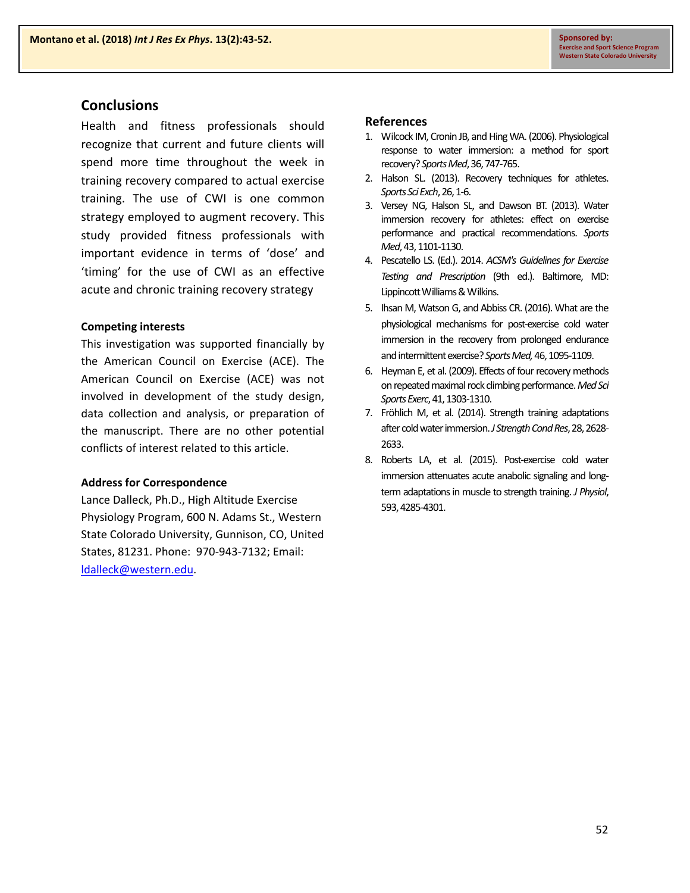## Conclusions

Health and fitness professionals should recognize that current and future clients will spend more time throughout the week in training recovery compared to actual exercise training. The use of CWI is one common strategy employed to augment recovery. This study provided fitness professionals with important evidence in terms of 'dose' and 'timing' for the use of CWI as an effective acute and chronic training recovery strategy

### Competing interests

This investigation was supported financially by the American Council on Exercise (ACE). The American Council on Exercise (ACE) was not involved in development of the study design, data collection and analysis, or preparation of the manuscript. There are no other potential conflicts of interest related to this article.

### Address for Correspondence

Lance Dalleck, Ph.D., High Altitude Exercise Physiology Program, 600 N. Adams St., Western State Colorado University, Gunnison, CO, United States, 81231. Phone: 970-943-7132; Email: ldalleck@western.edu.

## References

1. Wilcock IM, Cronin JB, and Hing WA. (2006). Physiological response to water immersion: a method for sport recovery? *Sports Med*, 36, 747-765.
2. Halson SL. (2013). Recovery techniques for athletes. *Sports Sci Exch*, 26, 1-6.
3. Versey NG, Halson SL, and Dawson BT. (2013). Water immersion recovery for athletes: effect on exercise performance and practical recommendations. *Sports Med*, 43, 1101-1130.
4. Pescatello LS. (Ed.). 2014. *ACSM's Guidelines for Exercise Testing and Prescription* (9th ed.). Baltimore, MD: Lippincott Williams & Wilkins.
5. Ihsan M, Watson G, and Abbiss CR. (2016). What are the physiological mechanisms for post-exercise cold water immersion in the recovery from prolonged endurance and intermittent exercise? *Sports Med,* 46, 1095-1109.
6. Heyman E, et al. (2009). Effects of four recovery methods on repeated maximal rock climbing performance. *Med Sci Sports Exerc*, 41, 1303-1310.
7. Fröhlich M, et al. (2014). Strength training adaptations after cold water immersion. *J Strength Cond Res*, 28, 2628-2633.
8. Roberts LA, et al. (2015). Post-exercise cold water immersion attenuates acute anabolic signaling and long-term adaptations in muscle to strength training. *J Physiol*, 593, 4285-4301.